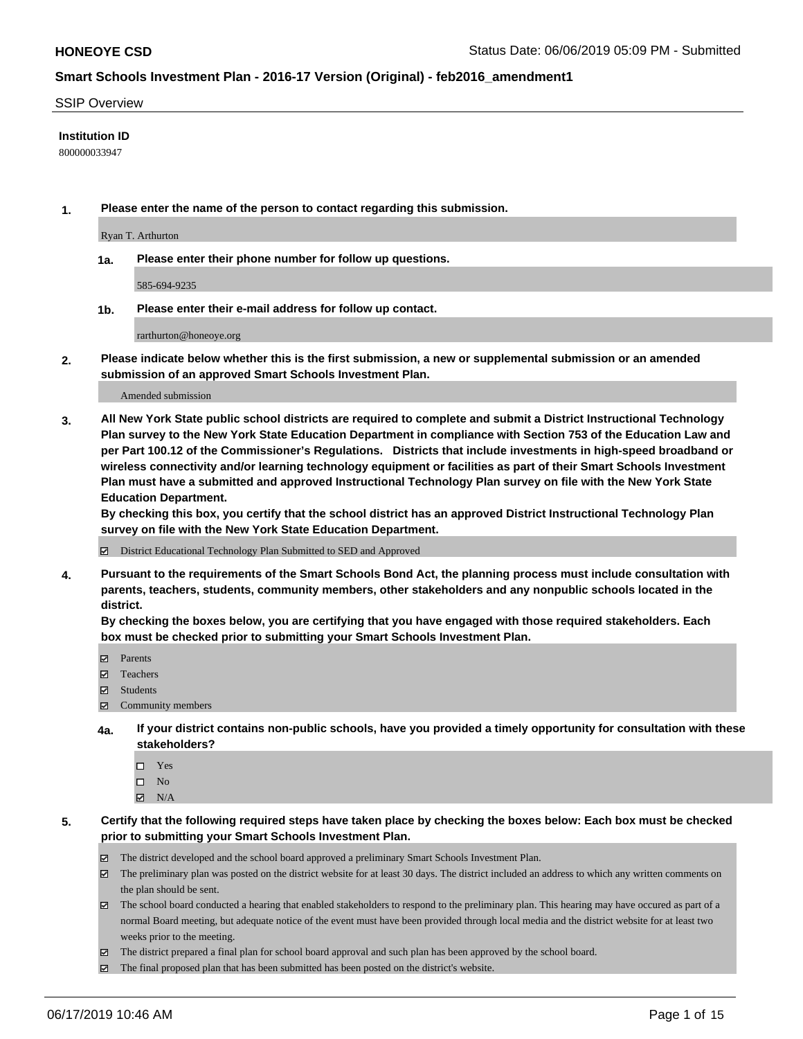## SSIP Overview

**Institution ID**

800000033947

**1. Please enter the name of the person to contact regarding this submission.**

Ryan T. Arthurton

**1a. Please enter their phone number for follow up questions.**

585-694-9235

**1b. Please enter their e-mail address for follow up contact.**

rarthurton@honeoye.org

**2. Please indicate below whether this is the first submission, a new or supplemental submission or an amended submission of an approved Smart Schools Investment Plan.**

Amended submission

**3. All New York State public school districts are required to complete and submit a District Instructional Technology Plan survey to the New York State Education Department in compliance with Section 753 of the Education Law and per Part 100.12 of the Commissioner's Regulations. Districts that include investments in high-speed broadband or wireless connectivity and/or learning technology equipment or facilities as part of their Smart Schools Investment Plan must have a submitted and approved Instructional Technology Plan survey on file with the New York State Education Department.**
**By checking this box, you certify that the school district has an approved District Instructional Technology Plan survey on file with the New York State Education Department.**

- [x] District Educational Technology Plan Submitted to SED and Approved

**4. Pursuant to the requirements of the Smart Schools Bond Act, the planning process must include consultation with parents, teachers, students, community members, other stakeholders and any nonpublic schools located in the district.**
**By checking the boxes below, you are certifying that you have engaged with those required stakeholders. Each box must be checked prior to submitting your Smart Schools Investment Plan.**

- [x] Parents
- [x] Teachers
- [x] Students
- [x] Community members

**4a. If your district contains non-public schools, have you provided a timely opportunity for consultation with these stakeholders?**

- [ ] Yes
- [ ] No
- [x] N/A

**5. Certify that the following required steps have taken place by checking the boxes below: Each box must be checked prior to submitting your Smart Schools Investment Plan.**

- [x] The district developed and the school board approved a preliminary Smart Schools Investment Plan.
- [x] The preliminary plan was posted on the district website for at least 30 days. The district included an address to which any written comments on the plan should be sent.
- [x] The school board conducted a hearing that enabled stakeholders to respond to the preliminary plan. This hearing may have occured as part of a normal Board meeting, but adequate notice of the event must have been provided through local media and the district website for at least two weeks prior to the meeting.
- [x] The district prepared a final plan for school board approval and such plan has been approved by the school board.
- [x] The final proposed plan that has been submitted has been posted on the district's website.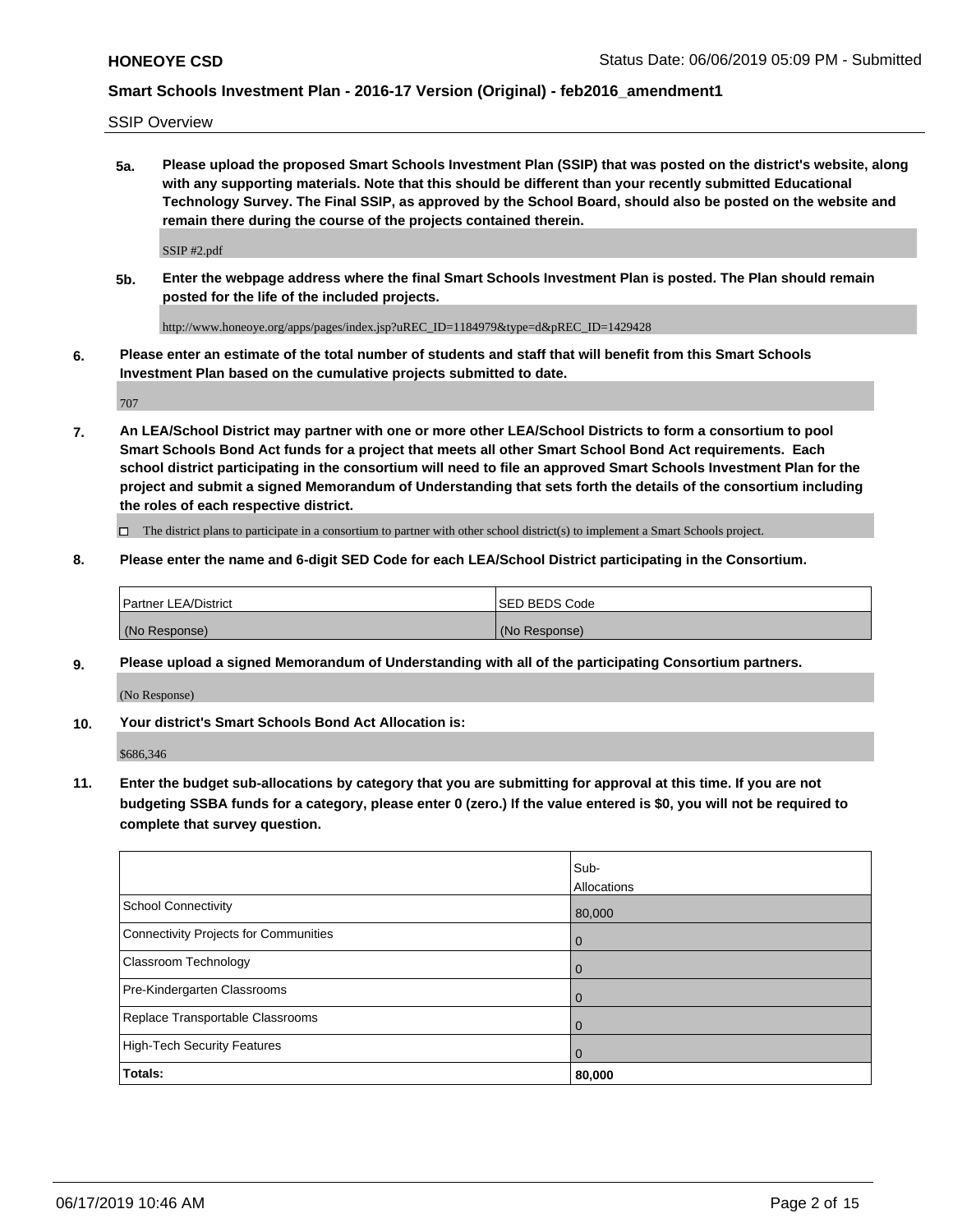SSIP Overview

**5a. Please upload the proposed Smart Schools Investment Plan (SSIP) that was posted on the district's website, along with any supporting materials. Note that this should be different than your recently submitted Educational Technology Survey. The Final SSIP, as approved by the School Board, should also be posted on the website and remain there during the course of the projects contained therein.**

SSIP #2.pdf

**5b. Enter the webpage address where the final Smart Schools Investment Plan is posted. The Plan should remain posted for the life of the included projects.**

http://www.honeoye.org/apps/pages/index.jsp?uREC_ID=1184979&type=d&pREC_ID=1429428

**6. Please enter an estimate of the total number of students and staff that will benefit from this Smart Schools Investment Plan based on the cumulative projects submitted to date.**

707

**7. An LEA/School District may partner with one or more other LEA/School Districts to form a consortium to pool Smart Schools Bond Act funds for a project that meets all other Smart School Bond Act requirements. Each school district participating in the consortium will need to file an approved Smart Schools Investment Plan for the project and submit a signed Memorandum of Understanding that sets forth the details of the consortium including the roles of each respective district.**

☐ The district plans to participate in a consortium to partner with other school district(s) to implement a Smart Schools project.

**8. Please enter the name and 6-digit SED Code for each LEA/School District participating in the Consortium.**

| Partner LEA/District | SED BEDS Code |
|---|---|
| (No Response) | (No Response) |

**9. Please upload a signed Memorandum of Understanding with all of the participating Consortium partners.**

(No Response)

**10. Your district's Smart Schools Bond Act Allocation is:**

$686,346

**11. Enter the budget sub-allocations by category that you are submitting for approval at this time. If you are not budgeting SSBA funds for a category, please enter 0 (zero.) If the value entered is $0, you will not be required to complete that survey question.**

| | Sub-Allocations |
|---|---|
| School Connectivity | 80,000 |
| Connectivity Projects for Communities | 0 |
| Classroom Technology | 0 |
| Pre-Kindergarten Classrooms | 0 |
| Replace Transportable Classrooms | 0 |
| High-Tech Security Features | 0 |
| **Totals:** | **80,000** |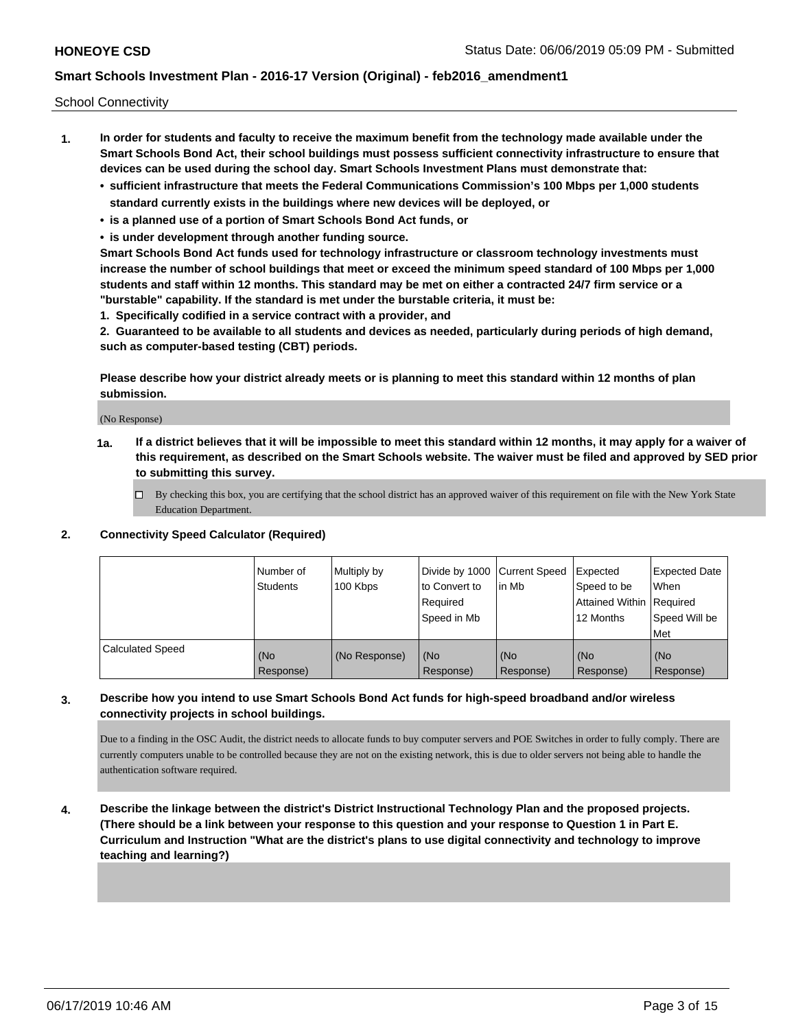School Connectivity

1. **In order for students and faculty to receive the maximum benefit from the technology made available under the Smart Schools Bond Act, their school buildings must possess sufficient connectivity infrastructure to ensure that devices can be used during the school day. Smart Schools Investment Plans must demonstrate that:**
   - **sufficient infrastructure that meets the Federal Communications Commission's 100 Mbps per 1,000 students standard currently exists in the buildings where new devices will be deployed, or**
   - **is a planned use of a portion of Smart Schools Bond Act funds, or**
   - **is under development through another funding source.**

   **Smart Schools Bond Act funds used for technology infrastructure or classroom technology investments must increase the number of school buildings that meet or exceed the minimum speed standard of 100 Mbps per 1,000 students and staff within 12 months. This standard may be met on either a contracted 24/7 firm service or a "burstable" capability. If the standard is met under the burstable criteria, it must be:**

   **1. Specifically codified in a service contract with a provider, and**

   **2. Guaranteed to be available to all students and devices as needed, particularly during periods of high demand, such as computer-based testing (CBT) periods.**

   **Please describe how your district already meets or is planning to meet this standard within 12 months of plan submission.**

   (No Response)

   **1a. If a district believes that it will be impossible to meet this standard within 12 months, it may apply for a waiver of this requirement, as described on the Smart Schools website. The waiver must be filed and approved by SED prior to submitting this survey.**

   ☐ By checking this box, you are certifying that the school district has an approved waiver of this requirement on file with the New York State Education Department.

2. **Connectivity Speed Calculator (Required)**

| | Number of Students | Multiply by 100 Kbps | Divide by 1000 to Convert to Required Speed in Mb | Current Speed in Mb | Expected Speed to be Attained Within 12 Months | Expected Date When Required Speed Will be Met |
|---|---|---|---|---|---|---|
| Calculated Speed | (No Response) | (No Response) | (No Response) | (No Response) | (No Response) | (No Response) |

3. **Describe how you intend to use Smart Schools Bond Act funds for high-speed broadband and/or wireless connectivity projects in school buildings.**

   Due to a finding in the OSC Audit, the district needs to allocate funds to buy computer servers and POE Switches in order to fully comply. There are currently computers unable to be controlled because they are not on the existing network, this is due to older servers not being able to handle the authentication software required.

4. **Describe the linkage between the district's District Instructional Technology Plan and the proposed projects. (There should be a link between your response to this question and your response to Question 1 in Part E. Curriculum and Instruction "What are the district's plans to use digital connectivity and technology to improve teaching and learning?)**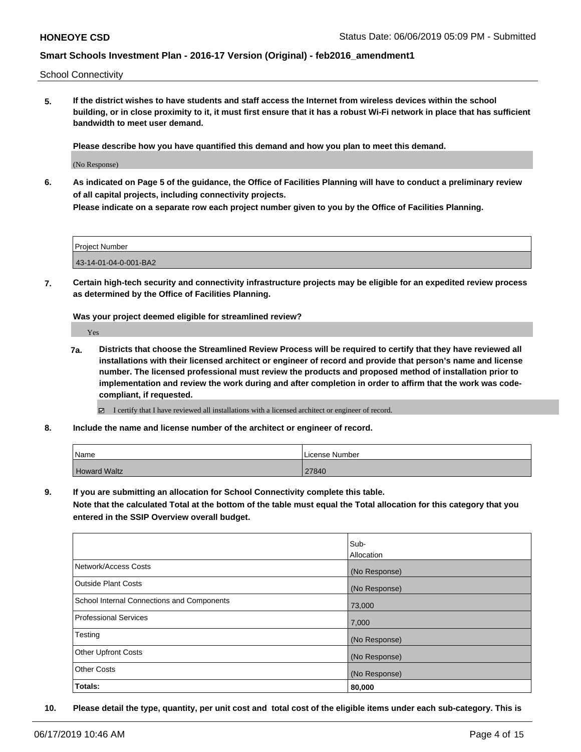School Connectivity

**5. If the district wishes to have students and staff access the Internet from wireless devices within the school building, or in close proximity to it, it must first ensure that it has a robust Wi-Fi network in place that has sufficient bandwidth to meet user demand.**

**Please describe how you have quantified this demand and how you plan to meet this demand.**

(No Response)

**6. As indicated on Page 5 of the guidance, the Office of Facilities Planning will have to conduct a preliminary review of all capital projects, including connectivity projects.**
**Please indicate on a separate row each project number given to you by the Office of Facilities Planning.**

| Project Number |
| --- |
| 43-14-01-04-0-001-BA2 |

**7. Certain high-tech security and connectivity infrastructure projects may be eligible for an expedited review process as determined by the Office of Facilities Planning.**

**Was your project deemed eligible for streamlined review?**

Yes

**7a. Districts that choose the Streamlined Review Process will be required to certify that they have reviewed all installations with their licensed architect or engineer of record and provide that person's name and license number. The licensed professional must review the products and proposed method of installation prior to implementation and review the work during and after completion in order to affirm that the work was code-compliant, if requested.**

☑ I certify that I have reviewed all installations with a licensed architect or engineer of record.

**8. Include the name and license number of the architect or engineer of record.**

| Name | License Number |
| --- | --- |
| Howard Waltz | 27840 |

**9. If you are submitting an allocation for School Connectivity complete this table.**
**Note that the calculated Total at the bottom of the table must equal the Total allocation for this category that you entered in the SSIP Overview overall budget.**

| | Sub-Allocation |
| --- | --- |
| Network/Access Costs | (No Response) |
| Outside Plant Costs | (No Response) |
| School Internal Connections and Components | 73,000 |
| Professional Services | 7,000 |
| Testing | (No Response) |
| Other Upfront Costs | (No Response) |
| Other Costs | (No Response) |
| **Totals:** | **80,000** |

**10. Please detail the type, quantity, per unit cost and total cost of the eligible items under each sub-category. This is**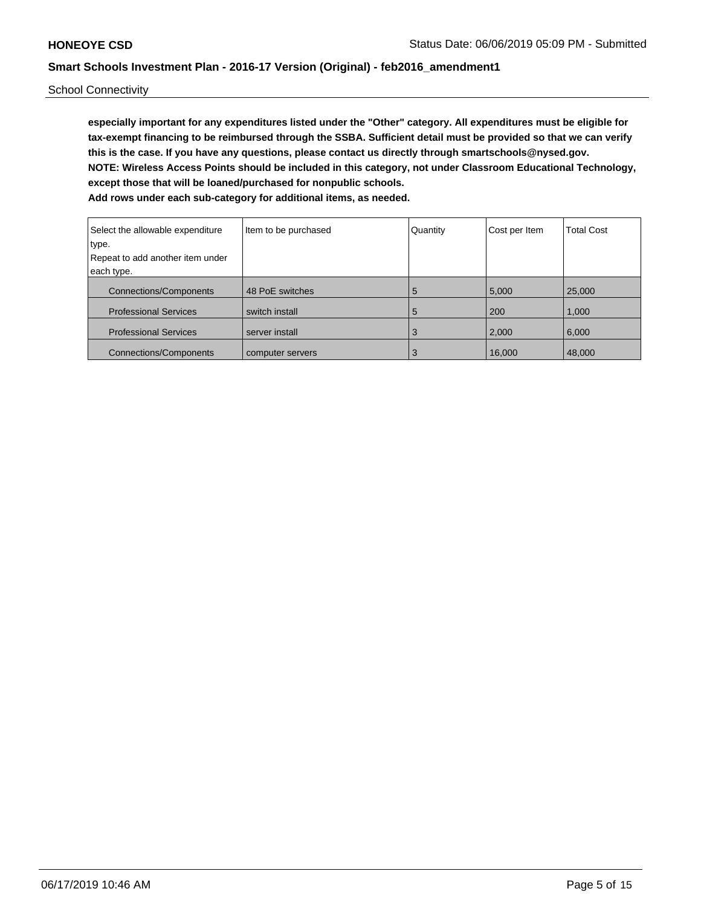School Connectivity

**especially important for any expenditures listed under the "Other" category. All expenditures must be eligible for tax-exempt financing to be reimbursed through the SSBA. Sufficient detail must be provided so that we can verify this is the case. If you have any questions, please contact us directly through smartschools@nysed.gov.**
**NOTE: Wireless Access Points should be included in this category, not under Classroom Educational Technology, except those that will be loaned/purchased for nonpublic schools.**
**Add rows under each sub-category for additional items, as needed.**

| Select the allowable expenditure type. Repeat to add another item under each type. | Item to be purchased | Quantity | Cost per Item | Total Cost |
|---|---|---|---|---|
| Connections/Components | 48 PoE switches | 5 | 5,000 | 25,000 |
| Professional Services | switch install | 5 | 200 | 1,000 |
| Professional Services | server install | 3 | 2,000 | 6,000 |
| Connections/Components | computer servers | 3 | 16,000 | 48,000 |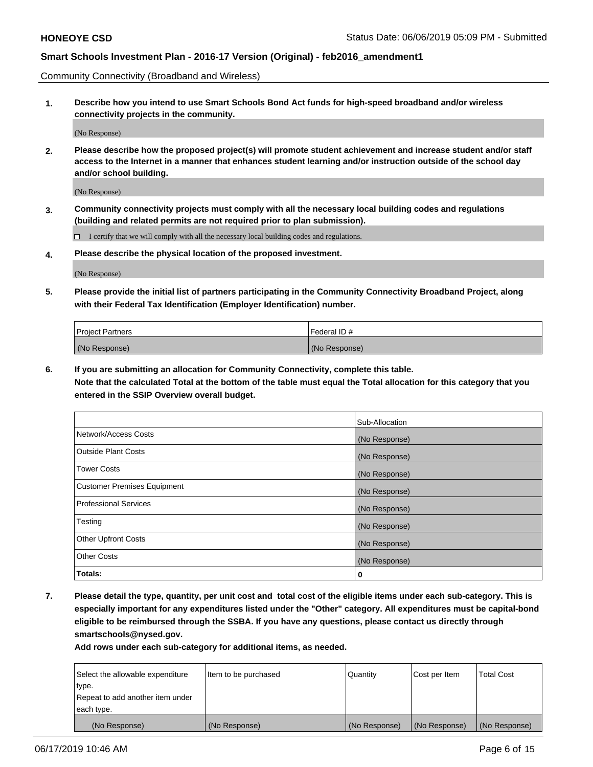Community Connectivity (Broadband and Wireless)

**1. Describe how you intend to use Smart Schools Bond Act funds for high-speed broadband and/or wireless connectivity projects in the community.**

(No Response)

**2. Please describe how the proposed project(s) will promote student achievement and increase student and/or staff access to the Internet in a manner that enhances student learning and/or instruction outside of the school day and/or school building.**

(No Response)

**3. Community connectivity projects must comply with all the necessary local building codes and regulations (building and related permits are not required prior to plan submission).**

☐ I certify that we will comply with all the necessary local building codes and regulations.

**4. Please describe the physical location of the proposed investment.**

(No Response)

**5. Please provide the initial list of partners participating in the Community Connectivity Broadband Project, along with their Federal Tax Identification (Employer Identification) number.**

| Project Partners | Federal ID # |
| --- | --- |
| (No Response) | (No Response) |

**6. If you are submitting an allocation for Community Connectivity, complete this table. Note that the calculated Total at the bottom of the table must equal the Total allocation for this category that you entered in the SSIP Overview overall budget.**

| | Sub-Allocation |
| --- | --- |
| Network/Access Costs | (No Response) |
| Outside Plant Costs | (No Response) |
| Tower Costs | (No Response) |
| Customer Premises Equipment | (No Response) |
| Professional Services | (No Response) |
| Testing | (No Response) |
| Other Upfront Costs | (No Response) |
| Other Costs | (No Response) |
| **Totals:** | **0** |

**7. Please detail the type, quantity, per unit cost and total cost of the eligible items under each sub-category. This is especially important for any expenditures listed under the "Other" category. All expenditures must be capital-bond eligible to be reimbursed through the SSBA. If you have any questions, please contact us directly through smartschools@nysed.gov.**

**Add rows under each sub-category for additional items, as needed.**

| Select the allowable expenditure type. Repeat to add another item under each type. | Item to be purchased | Quantity | Cost per Item | Total Cost |
| --- | --- | --- | --- | --- |
| (No Response) | (No Response) | (No Response) | (No Response) | (No Response) |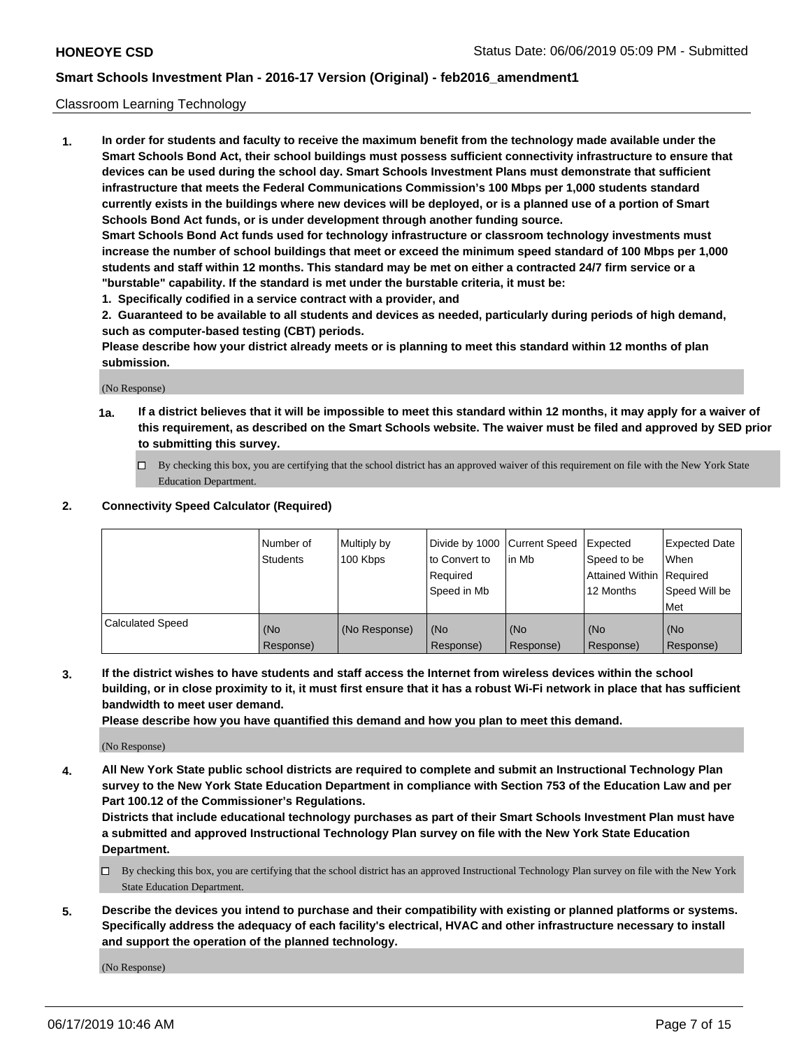Classroom Learning Technology

**1. In order for students and faculty to receive the maximum benefit from the technology made available under the Smart Schools Bond Act, their school buildings must possess sufficient connectivity infrastructure to ensure that devices can be used during the school day. Smart Schools Investment Plans must demonstrate that sufficient infrastructure that meets the Federal Communications Commission's 100 Mbps per 1,000 students standard currently exists in the buildings where new devices will be deployed, or is a planned use of a portion of Smart Schools Bond Act funds, or is under development through another funding source.**

**Smart Schools Bond Act funds used for technology infrastructure or classroom technology investments must increase the number of school buildings that meet or exceed the minimum speed standard of 100 Mbps per 1,000 students and staff within 12 months. This standard may be met on either a contracted 24/7 firm service or a "burstable" capability. If the standard is met under the burstable criteria, it must be:**

**1. Specifically codified in a service contract with a provider, and**

**2. Guaranteed to be available to all students and devices as needed, particularly during periods of high demand, such as computer-based testing (CBT) periods.**

**Please describe how your district already meets or is planning to meet this standard within 12 months of plan submission.**

(No Response)

**1a. If a district believes that it will be impossible to meet this standard within 12 months, it may apply for a waiver of this requirement, as described on the Smart Schools website. The waiver must be filed and approved by SED prior to submitting this survey.**

☐ By checking this box, you are certifying that the school district has an approved waiver of this requirement on file with the New York State Education Department.

**2. Connectivity Speed Calculator (Required)**

| | Number of Students | Multiply by 100 Kbps | Divide by 1000 to Convert to Required Speed in Mb | Current Speed in Mb | Expected Speed to be Attained Within 12 Months | Expected Date When Required Speed Will be Met |
|---|---|---|---|---|---|---|
| Calculated Speed | (No Response) | (No Response) | (No Response) | (No Response) | (No Response) | (No Response) |

**3. If the district wishes to have students and staff access the Internet from wireless devices within the school building, or in close proximity to it, it must first ensure that it has a robust Wi-Fi network in place that has sufficient bandwidth to meet user demand.**

**Please describe how you have quantified this demand and how you plan to meet this demand.**

(No Response)

**4. All New York State public school districts are required to complete and submit an Instructional Technology Plan survey to the New York State Education Department in compliance with Section 753 of the Education Law and per Part 100.12 of the Commissioner's Regulations.**

**Districts that include educational technology purchases as part of their Smart Schools Investment Plan must have a submitted and approved Instructional Technology Plan survey on file with the New York State Education Department.**

☐ By checking this box, you are certifying that the school district has an approved Instructional Technology Plan survey on file with the New York State Education Department.

**5. Describe the devices you intend to purchase and their compatibility with existing or planned platforms or systems. Specifically address the adequacy of each facility's electrical, HVAC and other infrastructure necessary to install and support the operation of the planned technology.**

(No Response)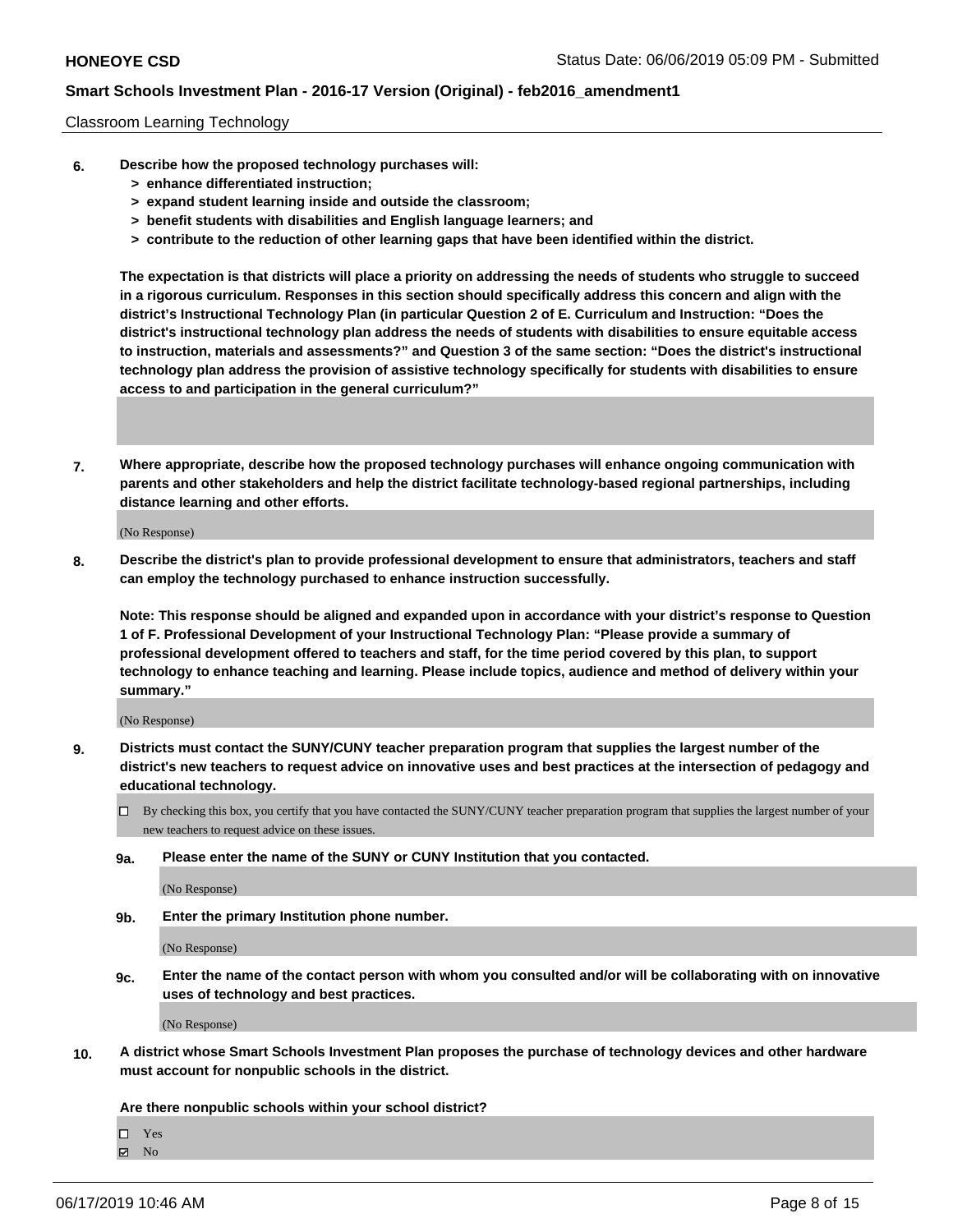Classroom Learning Technology

6. **Describe how the proposed technology purchases will:**
   - **> enhance differentiated instruction;**
   - **> expand student learning inside and outside the classroom;**
   - **> benefit students with disabilities and English language learners; and**
   - **> contribute to the reduction of other learning gaps that have been identified within the district.**

   **The expectation is that districts will place a priority on addressing the needs of students who struggle to succeed in a rigorous curriculum. Responses in this section should specifically address this concern and align with the district's Instructional Technology Plan (in particular Question 2 of E. Curriculum and Instruction: "Does the district's instructional technology plan address the needs of students with disabilities to ensure equitable access to instruction, materials and assessments?" and Question 3 of the same section: "Does the district's instructional technology plan address the provision of assistive technology specifically for students with disabilities to ensure access to and participation in the general curriculum?"**

7. **Where appropriate, describe how the proposed technology purchases will enhance ongoing communication with parents and other stakeholders and help the district facilitate technology-based regional partnerships, including distance learning and other efforts.**

   (No Response)

8. **Describe the district's plan to provide professional development to ensure that administrators, teachers and staff can employ the technology purchased to enhance instruction successfully.**

   **Note: This response should be aligned and expanded upon in accordance with your district's response to Question 1 of F. Professional Development of your Instructional Technology Plan: "Please provide a summary of professional development offered to teachers and staff, for the time period covered by this plan, to support technology to enhance teaching and learning. Please include topics, audience and method of delivery within your summary."**

   (No Response)

9. **Districts must contact the SUNY/CUNY teacher preparation program that supplies the largest number of the district's new teachers to request advice on innovative uses and best practices at the intersection of pedagogy and educational technology.**

   ☐ By checking this box, you certify that you have contacted the SUNY/CUNY teacher preparation program that supplies the largest number of your new teachers to request advice on these issues.

   **9a. Please enter the name of the SUNY or CUNY Institution that you contacted.**

   (No Response)

   **9b. Enter the primary Institution phone number.**

   (No Response)

   **9c. Enter the name of the contact person with whom you consulted and/or will be collaborating with on innovative uses of technology and best practices.**

   (No Response)

10. **A district whose Smart Schools Investment Plan proposes the purchase of technology devices and other hardware must account for nonpublic schools in the district.**

    **Are there nonpublic schools within your school district?**

    ☐ Yes
    ☑ No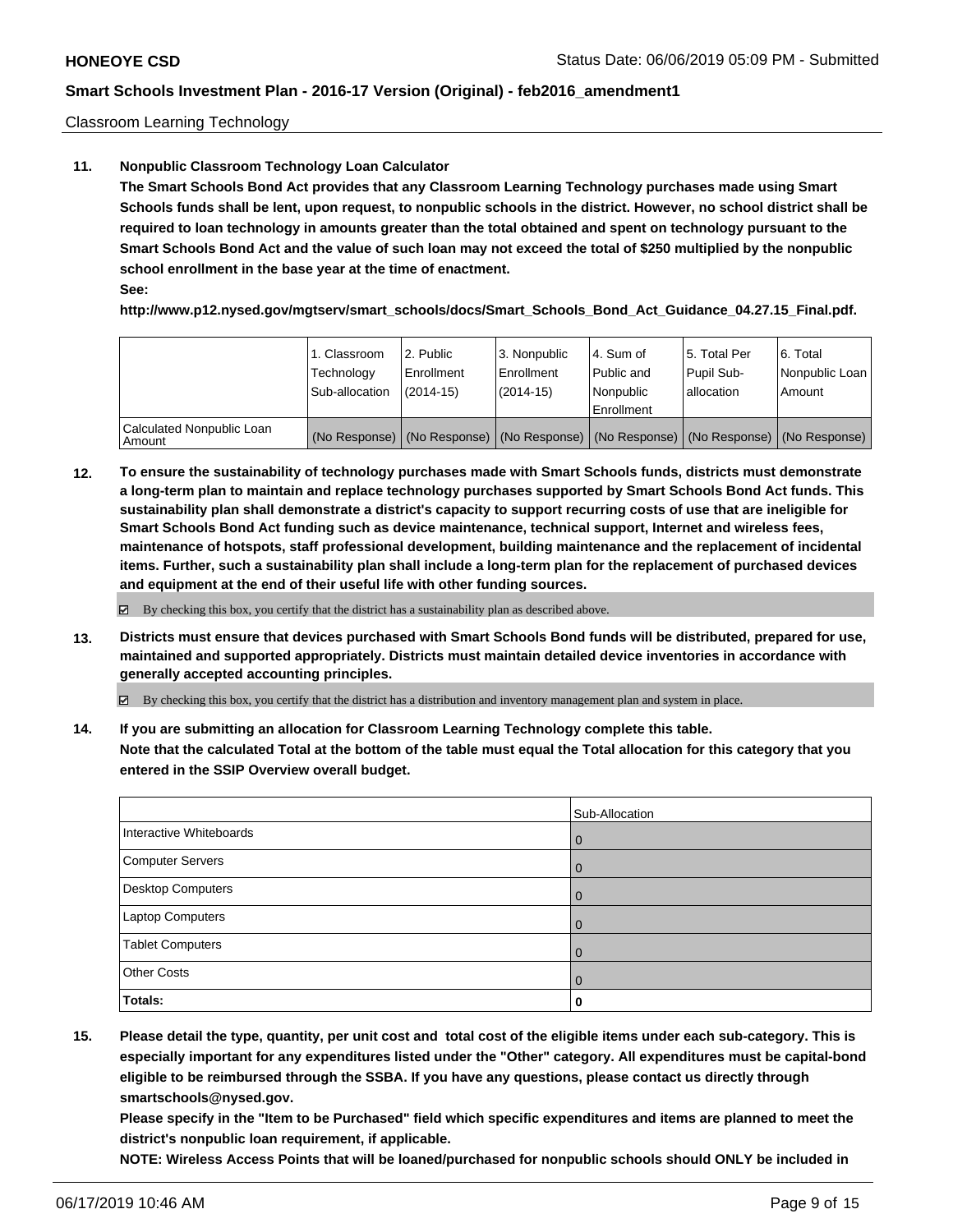Classroom Learning Technology

**11. Nonpublic Classroom Technology Loan Calculator**

**The Smart Schools Bond Act provides that any Classroom Learning Technology purchases made using Smart Schools funds shall be lent, upon request, to nonpublic schools in the district. However, no school district shall be required to loan technology in amounts greater than the total obtained and spent on technology pursuant to the Smart Schools Bond Act and the value of such loan may not exceed the total of $250 multiplied by the nonpublic school enrollment in the base year at the time of enactment.**

**See:**

**http://www.p12.nysed.gov/mgtserv/smart_schools/docs/Smart_Schools_Bond_Act_Guidance_04.27.15_Final.pdf.**

| | 1. Classroom Technology Sub-allocation | 2. Public Enrollment (2014-15) | 3. Nonpublic Enrollment (2014-15) | 4. Sum of Public and Nonpublic Enrollment | 5. Total Per Pupil Sub-allocation | 6. Total Nonpublic Loan Amount |
|---|---|---|---|---|---|---|
| Calculated Nonpublic Loan Amount | (No Response) | (No Response) | (No Response) | (No Response) | (No Response) | (No Response) |

**12. To ensure the sustainability of technology purchases made with Smart Schools funds, districts must demonstrate a long-term plan to maintain and replace technology purchases supported by Smart Schools Bond Act funds. This sustainability plan shall demonstrate a district's capacity to support recurring costs of use that are ineligible for Smart Schools Bond Act funding such as device maintenance, technical support, Internet and wireless fees, maintenance of hotspots, staff professional development, building maintenance and the replacement of incidental items. Further, such a sustainability plan shall include a long-term plan for the replacement of purchased devices and equipment at the end of their useful life with other funding sources.**

☑ By checking this box, you certify that the district has a sustainability plan as described above.

**13. Districts must ensure that devices purchased with Smart Schools Bond funds will be distributed, prepared for use, maintained and supported appropriately. Districts must maintain detailed device inventories in accordance with generally accepted accounting principles.**

☑ By checking this box, you certify that the district has a distribution and inventory management plan and system in place.

**14. If you are submitting an allocation for Classroom Learning Technology complete this table.**

**Note that the calculated Total at the bottom of the table must equal the Total allocation for this category that you entered in the SSIP Overview overall budget.**

| | Sub-Allocation |
|---|---|
| Interactive Whiteboards | 0 |
| Computer Servers | 0 |
| Desktop Computers | 0 |
| Laptop Computers | 0 |
| Tablet Computers | 0 |
| Other Costs | 0 |
| **Totals:** | **0** |

**15. Please detail the type, quantity, per unit cost and total cost of the eligible items under each sub-category. This is especially important for any expenditures listed under the "Other" category. All expenditures must be capital-bond eligible to be reimbursed through the SSBA. If you have any questions, please contact us directly through smartschools@nysed.gov.**

**Please specify in the "Item to be Purchased" field which specific expenditures and items are planned to meet the district's nonpublic loan requirement, if applicable.**

**NOTE: Wireless Access Points that will be loaned/purchased for nonpublic schools should ONLY be included in**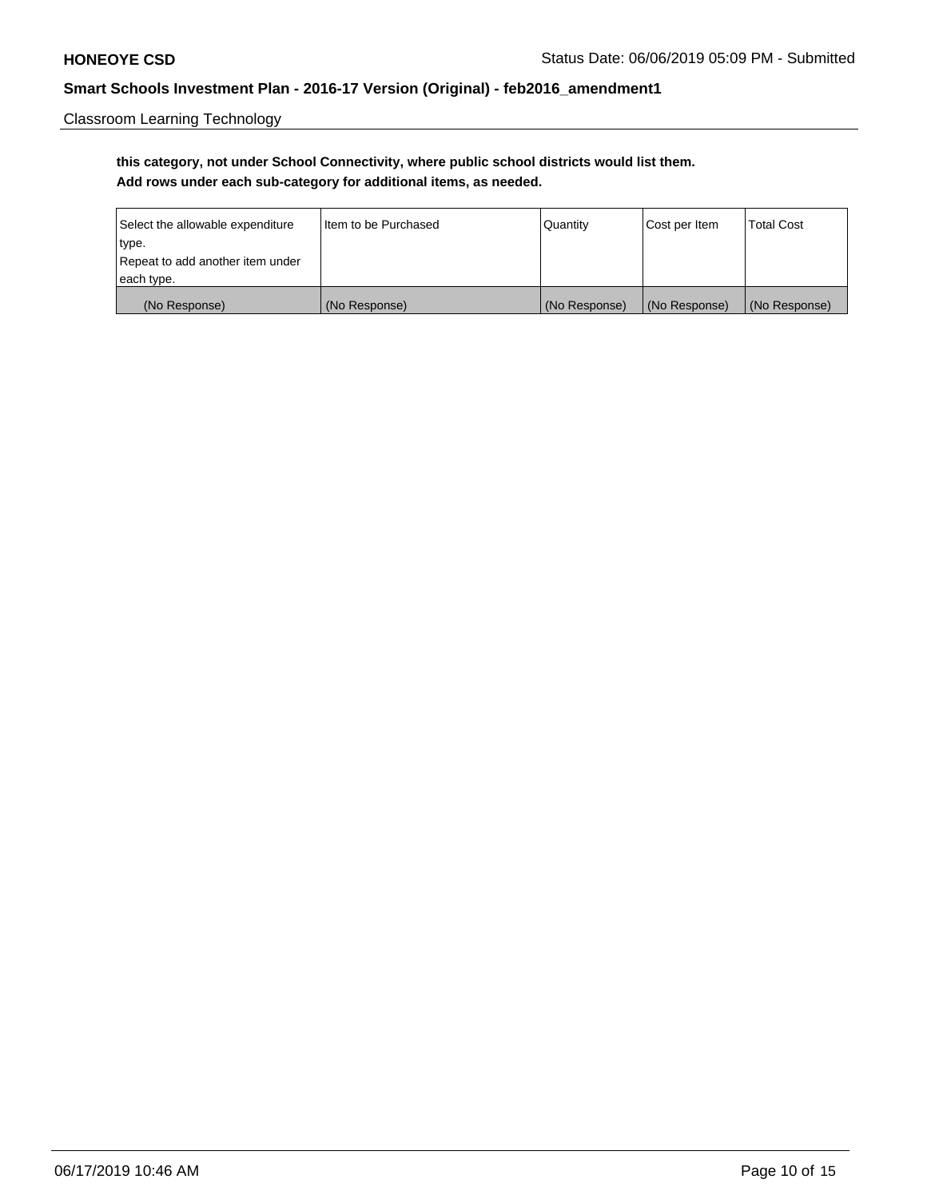Classroom Learning Technology

**this category, not under School Connectivity, where public school districts would list them.**
**Add rows under each sub-category for additional items, as needed.**

| Select the allowable expenditure type. Repeat to add another item under each type. | Item to be Purchased | Quantity | Cost per Item | Total Cost |
|---|---|---|---|---|
| (No Response) | (No Response) | (No Response) | (No Response) | (No Response) |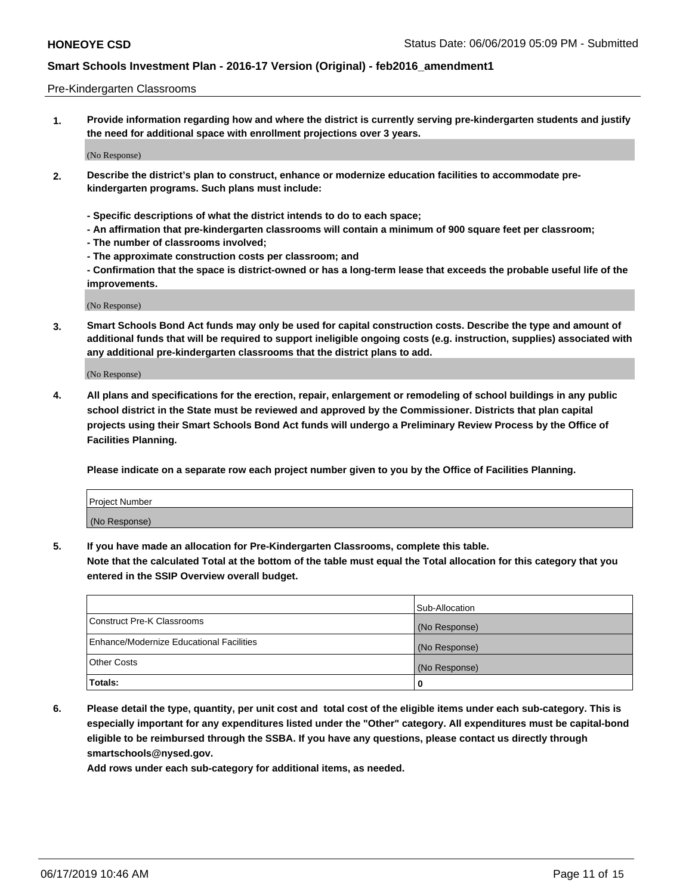Pre-Kindergarten Classrooms

**1. Provide information regarding how and where the district is currently serving pre-kindergarten students and justify the need for additional space with enrollment projections over 3 years.**

(No Response)

**2. Describe the district's plan to construct, enhance or modernize education facilities to accommodate pre-kindergarten programs. Such plans must include:**

**- Specific descriptions of what the district intends to do to each space;**
**- An affirmation that pre-kindergarten classrooms will contain a minimum of 900 square feet per classroom;**
**- The number of classrooms involved;**
**- The approximate construction costs per classroom; and**
**- Confirmation that the space is district-owned or has a long-term lease that exceeds the probable useful life of the improvements.**

(No Response)

**3. Smart Schools Bond Act funds may only be used for capital construction costs. Describe the type and amount of additional funds that will be required to support ineligible ongoing costs (e.g. instruction, supplies) associated with any additional pre-kindergarten classrooms that the district plans to add.**

(No Response)

**4. All plans and specifications for the erection, repair, enlargement or remodeling of school buildings in any public school district in the State must be reviewed and approved by the Commissioner. Districts that plan capital projects using their Smart Schools Bond Act funds will undergo a Preliminary Review Process by the Office of Facilities Planning.**

**Please indicate on a separate row each project number given to you by the Office of Facilities Planning.**

| Project Number |
|---|
| (No Response) |

**5. If you have made an allocation for Pre-Kindergarten Classrooms, complete this table.**
**Note that the calculated Total at the bottom of the table must equal the Total allocation for this category that you entered in the SSIP Overview overall budget.**

| | Sub-Allocation |
|---|---|
| Construct Pre-K Classrooms | (No Response) |
| Enhance/Modernize Educational Facilities | (No Response) |
| Other Costs | (No Response) |
| **Totals:** | **0** |

**6. Please detail the type, quantity, per unit cost and total cost of the eligible items under each sub-category. This is especially important for any expenditures listed under the "Other" category. All expenditures must be capital-bond eligible to be reimbursed through the SSBA. If you have any questions, please contact us directly through smartschools@nysed.gov.**
**Add rows under each sub-category for additional items, as needed.**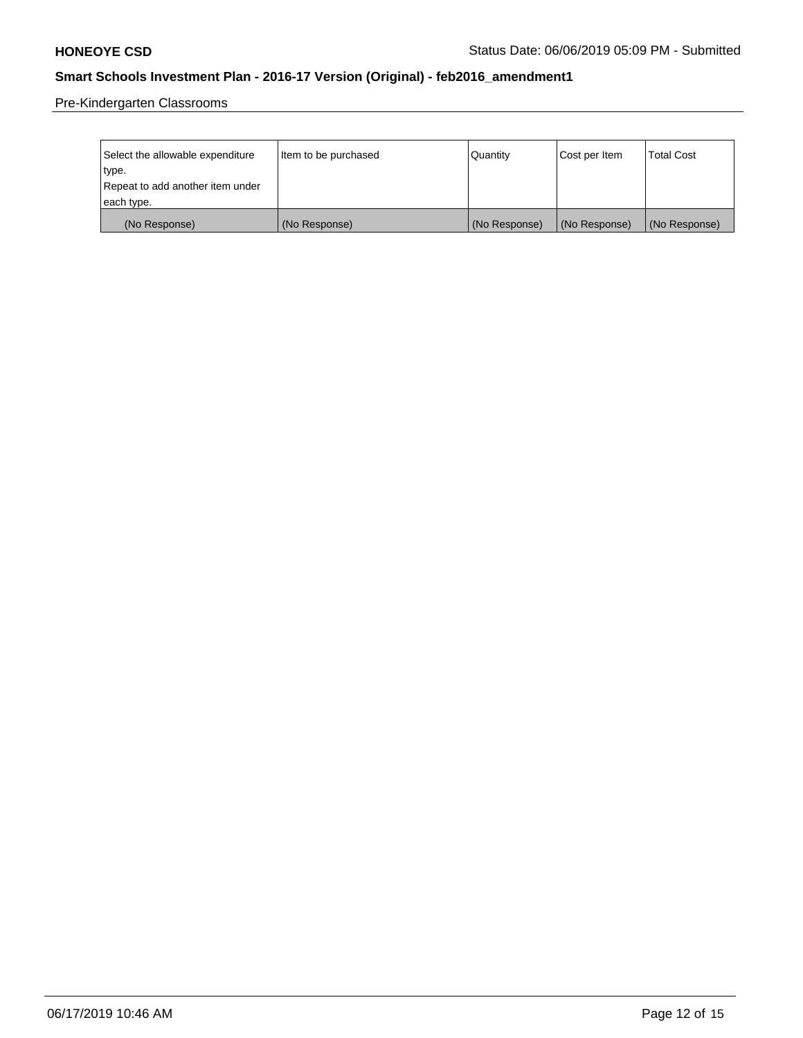Pre-Kindergarten Classrooms

| Select the allowable expenditure type. Repeat to add another item under each type. | Item to be purchased | Quantity | Cost per Item | Total Cost |
|---|---|---|---|---|
| (No Response) | (No Response) | (No Response) | (No Response) | (No Response) |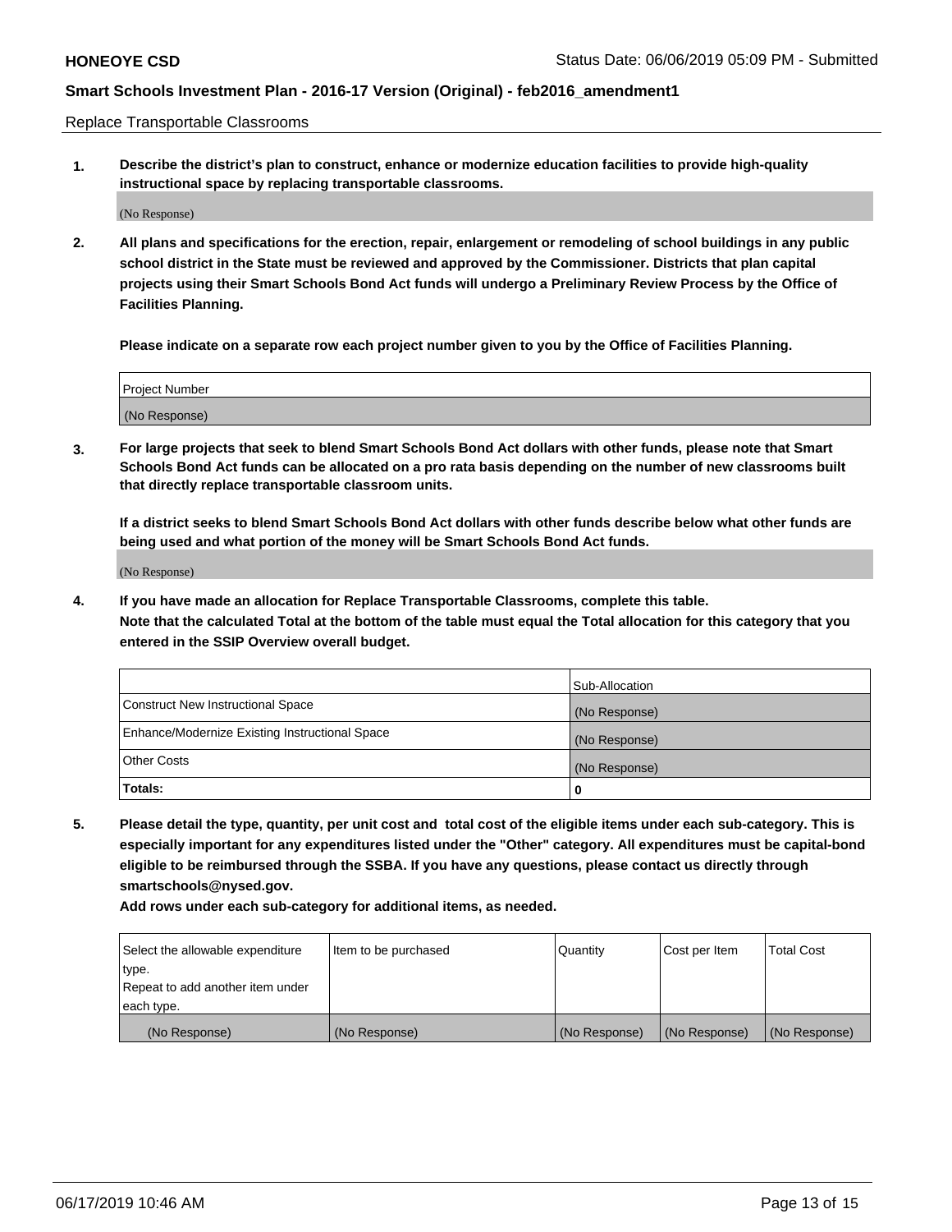Replace Transportable Classrooms

1. **Describe the district's plan to construct, enhance or modernize education facilities to provide high-quality instructional space by replacing transportable classrooms.**

(No Response)

2. **All plans and specifications for the erection, repair, enlargement or remodeling of school buildings in any public school district in the State must be reviewed and approved by the Commissioner. Districts that plan capital projects using their Smart Schools Bond Act funds will undergo a Preliminary Review Process by the Office of Facilities Planning.**

**Please indicate on a separate row each project number given to you by the Office of Facilities Planning.**

| Project Number |
|---|
| (No Response) |

3. **For large projects that seek to blend Smart Schools Bond Act dollars with other funds, please note that Smart Schools Bond Act funds can be allocated on a pro rata basis depending on the number of new classrooms built that directly replace transportable classroom units.**

**If a district seeks to blend Smart Schools Bond Act dollars with other funds describe below what other funds are being used and what portion of the money will be Smart Schools Bond Act funds.**

(No Response)

4. **If you have made an allocation for Replace Transportable Classrooms, complete this table. Note that the calculated Total at the bottom of the table must equal the Total allocation for this category that you entered in the SSIP Overview overall budget.**

| | Sub-Allocation |
|---|---|
| Construct New Instructional Space | (No Response) |
| Enhance/Modernize Existing Instructional Space | (No Response) |
| Other Costs | (No Response) |
| **Totals:** | **0** |

5. **Please detail the type, quantity, per unit cost and total cost of the eligible items under each sub-category. This is especially important for any expenditures listed under the "Other" category. All expenditures must be capital-bond eligible to be reimbursed through the SSBA. If you have any questions, please contact us directly through smartschools@nysed.gov.**

**Add rows under each sub-category for additional items, as needed.**

| Select the allowable expenditure type. Repeat to add another item under each type. | Item to be purchased | Quantity | Cost per Item | Total Cost |
|---|---|---|---|---|
| (No Response) | (No Response) | (No Response) | (No Response) | (No Response) |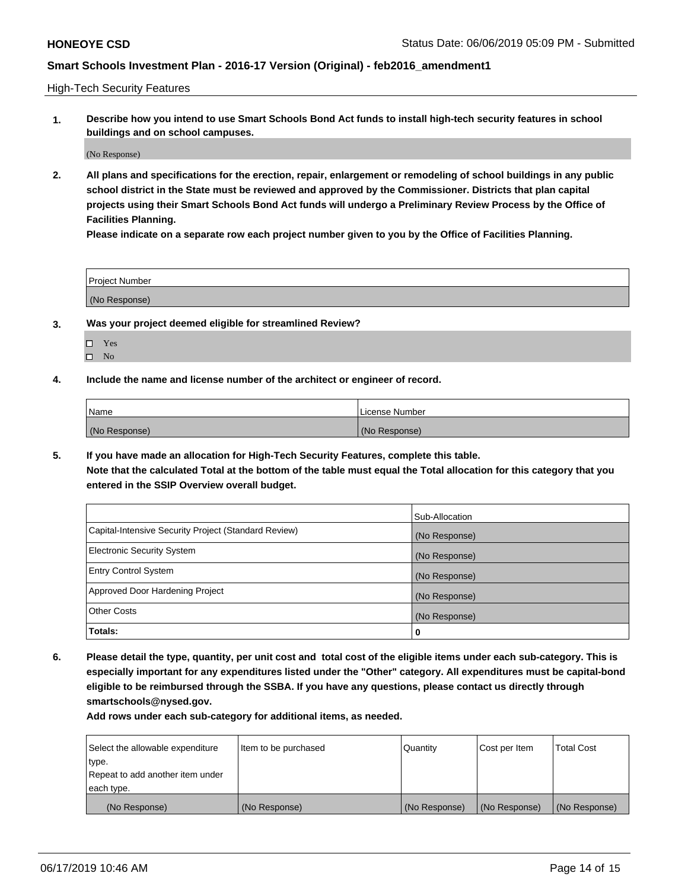High-Tech Security Features

**1. Describe how you intend to use Smart Schools Bond Act funds to install high-tech security features in school buildings and on school campuses.**

(No Response)

**2. All plans and specifications for the erection, repair, enlargement or remodeling of school buildings in any public school district in the State must be reviewed and approved by the Commissioner. Districts that plan capital projects using their Smart Schools Bond Act funds will undergo a Preliminary Review Process by the Office of Facilities Planning.**

**Please indicate on a separate row each project number given to you by the Office of Facilities Planning.**

| Project Number |
|---|
| (No Response) |

**3. Was your project deemed eligible for streamlined Review?**

- ☐ Yes
- ☐ No

**4. Include the name and license number of the architect or engineer of record.**

| Name | License Number |
|---|---|
| (No Response) | (No Response) |

**5. If you have made an allocation for High-Tech Security Features, complete this table.**
**Note that the calculated Total at the bottom of the table must equal the Total allocation for this category that you entered in the SSIP Overview overall budget.**

| | Sub-Allocation |
|---|---|
| Capital-Intensive Security Project (Standard Review) | (No Response) |
| Electronic Security System | (No Response) |
| Entry Control System | (No Response) |
| Approved Door Hardening Project | (No Response) |
| Other Costs | (No Response) |
| **Totals:** | 0 |

**6. Please detail the type, quantity, per unit cost and total cost of the eligible items under each sub-category. This is especially important for any expenditures listed under the "Other" category. All expenditures must be capital-bond eligible to be reimbursed through the SSBA. If you have any questions, please contact us directly through smartschools@nysed.gov.**

**Add rows under each sub-category for additional items, as needed.**

| Select the allowable expenditure type. Repeat to add another item under each type. | Item to be purchased | Quantity | Cost per Item | Total Cost |
|---|---|---|---|---|
| (No Response) | (No Response) | (No Response) | (No Response) | (No Response) |